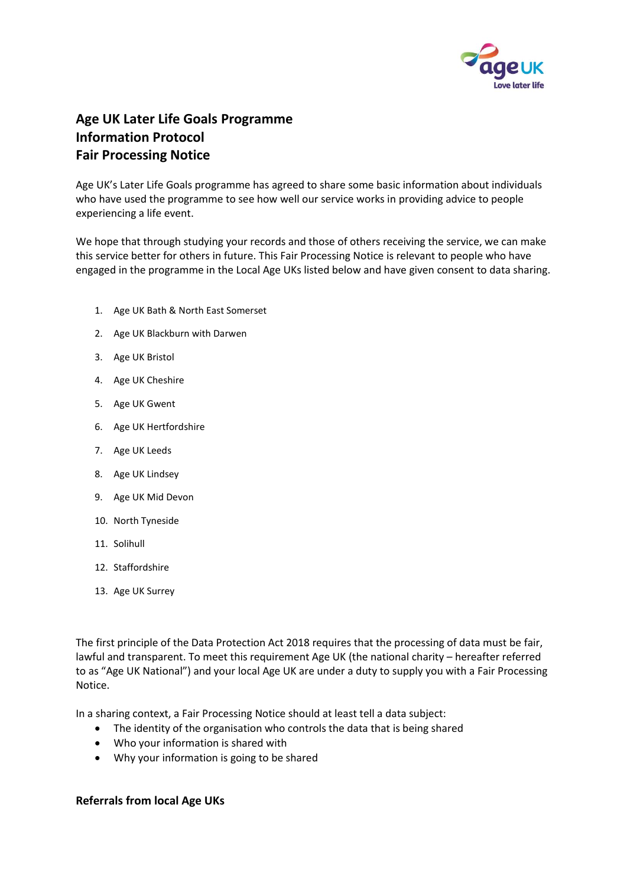# Age UK Later Life Goals Programme
# Information Protocol
# Fair Processing Notice

Age UK's Later Life Goals programme has agreed to share some basic information about individuals who have used the programme to see how well our service works in providing advice to people experiencing a life event.

We hope that through studying your records and those of others receiving the service, we can make this service better for others in future. This Fair Processing Notice is relevant to people who have engaged in the programme in the Local Age UKs listed below and have given consent to data sharing.

1. Age UK Bath & North East Somerset
2. Age UK Blackburn with Darwen
3. Age UK Bristol
4. Age UK Cheshire
5. Age UK Gwent
6. Age UK Hertfordshire
7. Age UK Leeds
8. Age UK Lindsey
9. Age UK Mid Devon
10. North Tyneside
11. Solihull
12. Staffordshire
13. Age UK Surrey

The first principle of the Data Protection Act 2018 requires that the processing of data must be fair, lawful and transparent. To meet this requirement Age UK (the national charity – hereafter referred to as "Age UK National") and your local Age UK are under a duty to supply you with a Fair Processing Notice.

In a sharing context, a Fair Processing Notice should at least tell a data subject:

- The identity of the organisation who controls the data that is being shared
- Who your information is shared with
- Why your information is going to be shared

## Referrals from local Age UKs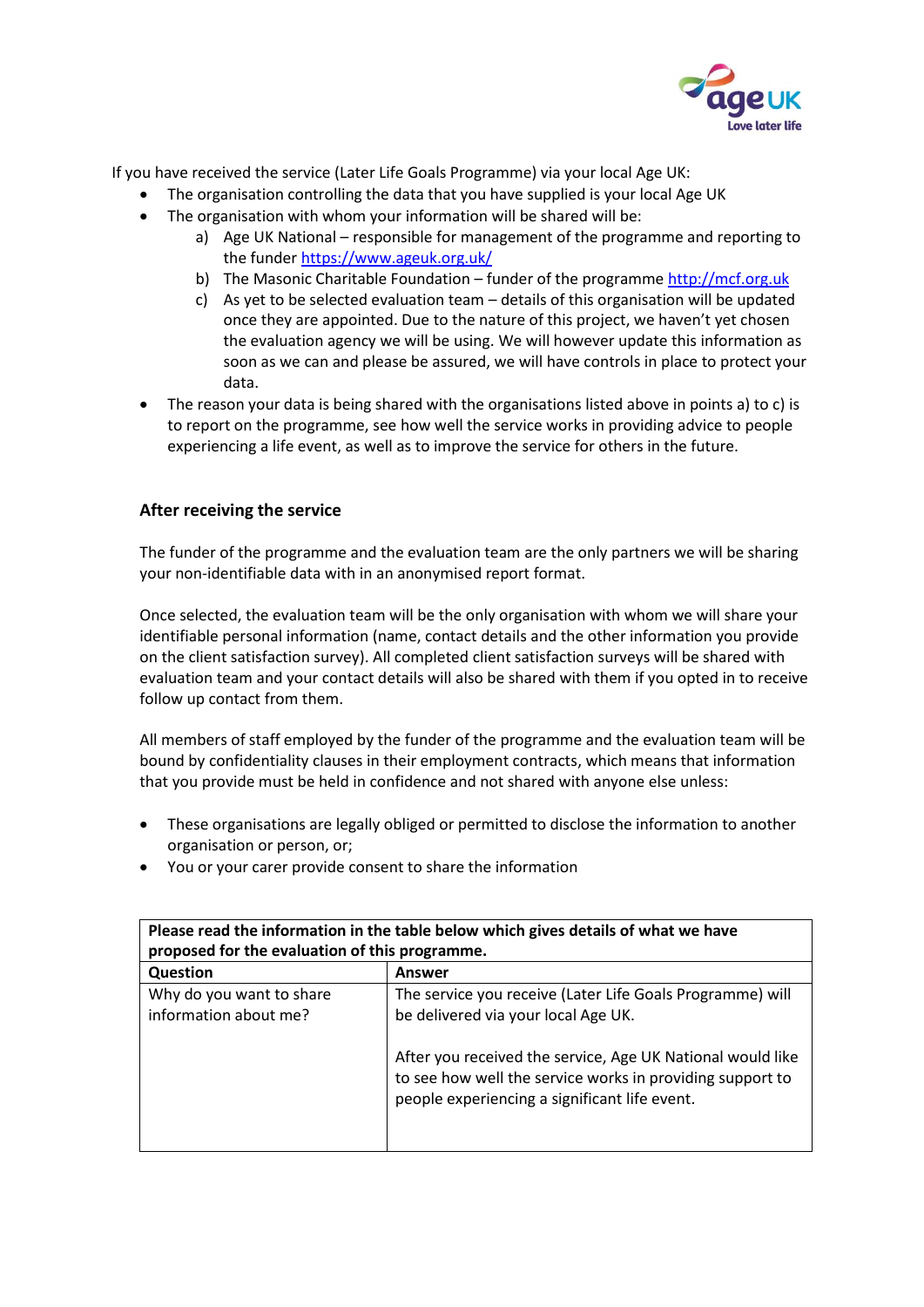If you have received the service (Later Life Goals Programme) via your local Age UK:

- The organisation controlling the data that you have supplied is your local Age UK
- The organisation with whom your information will be shared will be:
    a) Age UK National – responsible for management of the programme and reporting to the funder https://www.ageuk.org.uk/
    b) The Masonic Charitable Foundation – funder of the programme http://mcf.org.uk
    c) As yet to be selected evaluation team – details of this organisation will be updated once they are appointed. Due to the nature of this project, we haven't yet chosen the evaluation agency we will be using. We will however update this information as soon as we can and please be assured, we will have controls in place to protect your data.
- The reason your data is being shared with the organisations listed above in points a) to c) is to report on the programme, see how well the service works in providing advice to people experiencing a life event, as well as to improve the service for others in the future.

### After receiving the service

The funder of the programme and the evaluation team are the only partners we will be sharing your non-identifiable data with in an anonymised report format.

Once selected, the evaluation team will be the only organisation with whom we will share your identifiable personal information (name, contact details and the other information you provide on the client satisfaction survey). All completed client satisfaction surveys will be shared with evaluation team and your contact details will also be shared with them if you opted in to receive follow up contact from them.

All members of staff employed by the funder of the programme and the evaluation team will be bound by confidentiality clauses in their employment contracts, which means that information that you provide must be held in confidence and not shared with anyone else unless:

- These organisations are legally obliged or permitted to disclose the information to another organisation or person, or;
- You or your carer provide consent to share the information

| **Please read the information in the table below which gives details of what we have proposed for the evaluation of this programme.** | |
|---|---|
| **Question** | **Answer** |
| Why do you want to share information about me? | The service you receive (Later Life Goals Programme) will be delivered via your local Age UK.<br><br>After you received the service, Age UK National would like to see how well the service works in providing support to people experiencing a significant life event. |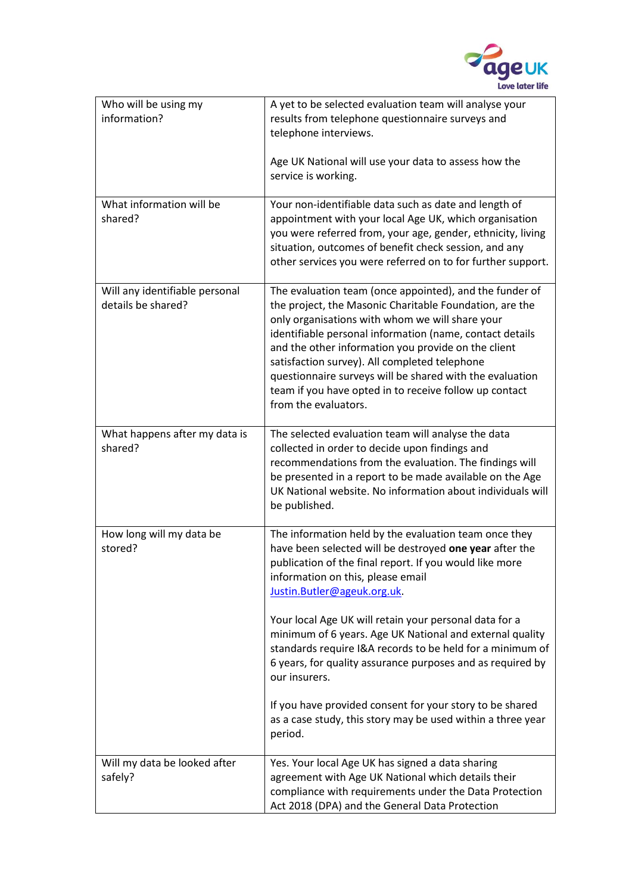| Who will be using my information? | A yet to be selected evaluation team will analyse your results from telephone questionnaire surveys and telephone interviews.<br><br>Age UK National will use your data to assess how the service is working. |
|---|---|
| What information will be shared? | Your non-identifiable data such as date and length of appointment with your local Age UK, which organisation you were referred from, your age, gender, ethnicity, living situation, outcomes of benefit check session, and any other services you were referred on to for further support. |
| Will any identifiable personal details be shared? | The evaluation team (once appointed), and the funder of the project, the Masonic Charitable Foundation, are the only organisations with whom we will share your identifiable personal information (name, contact details and the other information you provide on the client satisfaction survey). All completed telephone questionnaire surveys will be shared with the evaluation team if you have opted in to receive follow up contact from the evaluators. |
| What happens after my data is shared? | The selected evaluation team will analyse the data collected in order to decide upon findings and recommendations from the evaluation. The findings will be presented in a report to be made available on the Age UK National website. No information about individuals will be published. |
| How long will my data be stored? | The information held by the evaluation team once they have been selected will be destroyed **one year** after the publication of the final report. If you would like more information on this, please email Justin.Butler@ageuk.org.uk.<br><br>Your local Age UK will retain your personal data for a minimum of 6 years. Age UK National and external quality standards require I&A records to be held for a minimum of 6 years, for quality assurance purposes and as required by our insurers.<br><br>If you have provided consent for your story to be shared as a case study, this story may be used within a three year period. |
| Will my data be looked after safely? | Yes. Your local Age UK has signed a data sharing agreement with Age UK National which details their compliance with requirements under the Data Protection Act 2018 (DPA) and the General Data Protection |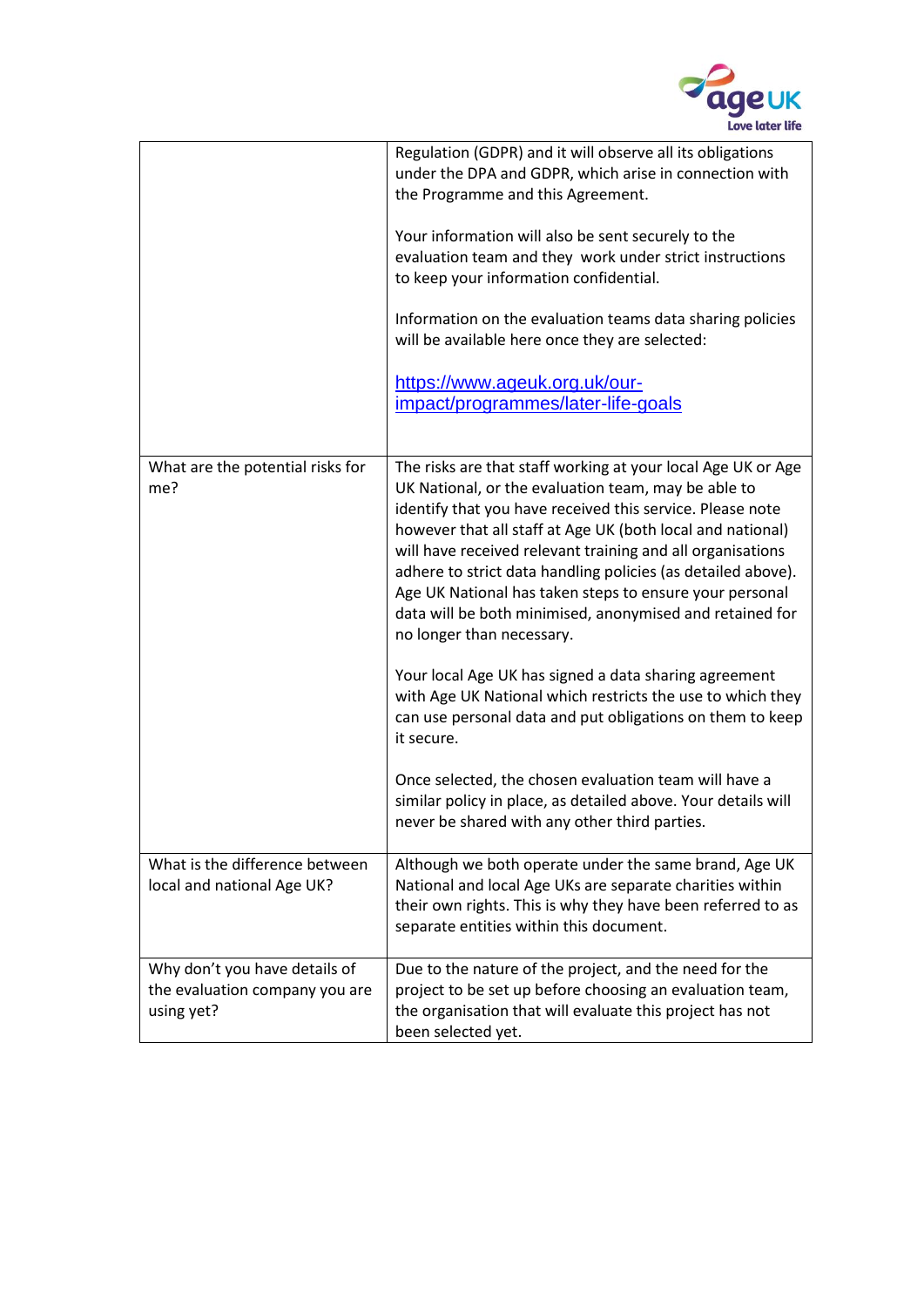| | |
|---|---|
| | Regulation (GDPR) and it will observe all its obligations under the DPA and GDPR, which arise in connection with the Programme and this Agreement.<br><br>Your information will also be sent securely to the evaluation team and they work under strict instructions to keep your information confidential.<br><br>Information on the evaluation teams data sharing policies will be available here once they are selected:<br><br>[https://www.ageuk.org.uk/our-impact/programmes/later-life-goals](https://www.ageuk.org.uk/our-impact/programmes/later-life-goals) |
| What are the potential risks for me? | The risks are that staff working at your local Age UK or Age UK National, or the evaluation team, may be able to identify that you have received this service. Please note however that all staff at Age UK (both local and national) will have received relevant training and all organisations adhere to strict data handling policies (as detailed above). Age UK National has taken steps to ensure your personal data will be both minimised, anonymised and retained for no longer than necessary.<br><br>Your local Age UK has signed a data sharing agreement with Age UK National which restricts the use to which they can use personal data and put obligations on them to keep it secure.<br><br>Once selected, the chosen evaluation team will have a similar policy in place, as detailed above. Your details will never be shared with any other third parties. |
| What is the difference between local and national Age UK? | Although we both operate under the same brand, Age UK National and local Age UKs are separate charities within their own rights. This is why they have been referred to as separate entities within this document. |
| Why don't you have details of the evaluation company you are using yet? | Due to the nature of the project, and the need for the project to be set up before choosing an evaluation team, the organisation that will evaluate this project has not been selected yet. |